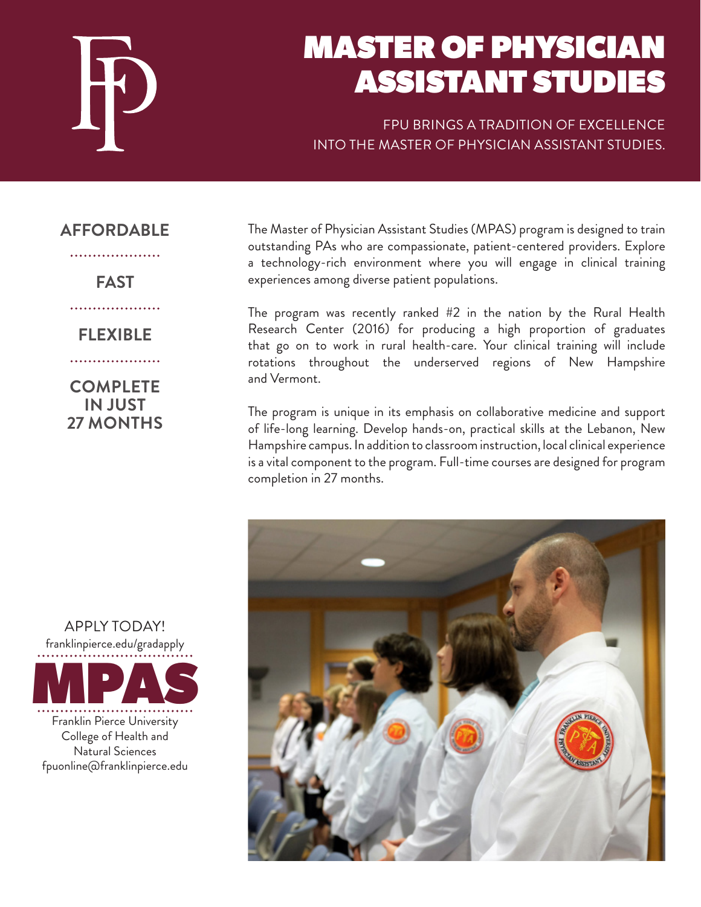# MASTER OF PHYSICIAN ASSISTANT STUDIES

FPU BRINGS A TRADITION OF EXCELLENCE INTO THE MASTER OF PHYSICIAN ASSISTANT STUDIES.

**AFFORDABLE**

**FAST**

**FLEXIBLE**

**COMPLETE IN JUST 27 MONTHS**

The Master of Physician Assistant Studies (MPAS) program is designed to train outstanding PAs who are compassionate, patient-centered providers. Explore a technology-rich environment where you will engage in clinical training experiences among diverse patient populations.

The program was recently ranked #2 in the nation by the Rural Health Research Center (2016) for producing a high proportion of graduates that go on to work in rural health-care. Your clinical training will include rotations throughout the underserved regions of New Hampshire and Vermont.

The program is unique in its emphasis on collaborative medicine and support of life-long learning. Develop hands-on, practical skills at the Lebanon, New Hampshire campus. In addition to classroom instruction, local clinical experience is a vital component to the program. Full-time courses are designed for program completion in 27 months.

APPLY TODAY!
franklinpierce.edu/gradapply

**MPAS**

Franklin Pierce University
College of Health and Natural Sciences
fpuonline@franklinpierce.edu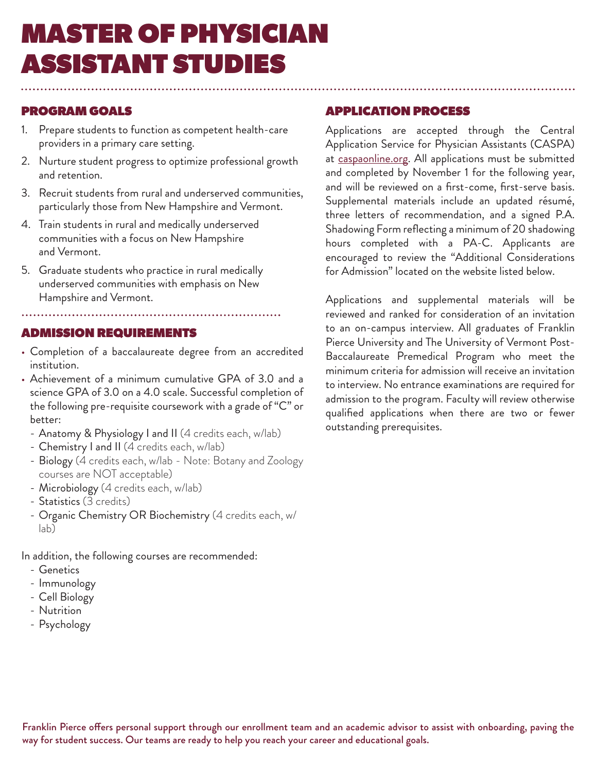# MASTER OF PHYSICIAN ASSISTANT STUDIES

## PROGRAM GOALS

1. Prepare students to function as competent health-care providers in a primary care setting.
2. Nurture student progress to optimize professional growth and retention.
3. Recruit students from rural and underserved communities, particularly those from New Hampshire and Vermont.
4. Train students in rural and medically underserved communities with a focus on New Hampshire and Vermont.
5. Graduate students who practice in rural medically underserved communities with emphasis on New Hampshire and Vermont.

## ADMISSION REQUIREMENTS

- Completion of a baccalaureate degree from an accredited institution.
- Achievement of a minimum cumulative GPA of 3.0 and a science GPA of 3.0 on a 4.0 scale. Successful completion of the following pre-requisite coursework with a grade of "C" or better:
  - Anatomy & Physiology I and II (4 credits each, w/lab)
  - Chemistry I and II (4 credits each, w/lab)
  - Biology (4 credits each, w/lab - Note: Botany and Zoology courses are NOT acceptable)
  - Microbiology (4 credits each, w/lab)
  - Statistics (3 credits)
  - Organic Chemistry OR Biochemistry (4 credits each, w/ lab)

In addition, the following courses are recommended:

- Genetics
- Immunology
- Cell Biology
- Nutrition
- Psychology

## APPLICATION PROCESS

Applications are accepted through the Central Application Service for Physician Assistants (CASPA) at caspaonline.org. All applications must be submitted and completed by November 1 for the following year, and will be reviewed on a first-come, first-serve basis. Supplemental materials include an updated résumé, three letters of recommendation, and a signed P.A. Shadowing Form reflecting a minimum of 20 shadowing hours completed with a PA-C. Applicants are encouraged to review the "Additional Considerations for Admission" located on the website listed below.

Applications and supplemental materials will be reviewed and ranked for consideration of an invitation to an on-campus interview. All graduates of Franklin Pierce University and The University of Vermont Post-Baccalaureate Premedical Program who meet the minimum criteria for admission will receive an invitation to interview. No entrance examinations are required for admission to the program. Faculty will review otherwise qualified applications when there are two or fewer outstanding prerequisites.

Franklin Pierce offers personal support through our enrollment team and an academic advisor to assist with onboarding, paving the way for student success. Our teams are ready to help you reach your career and educational goals.